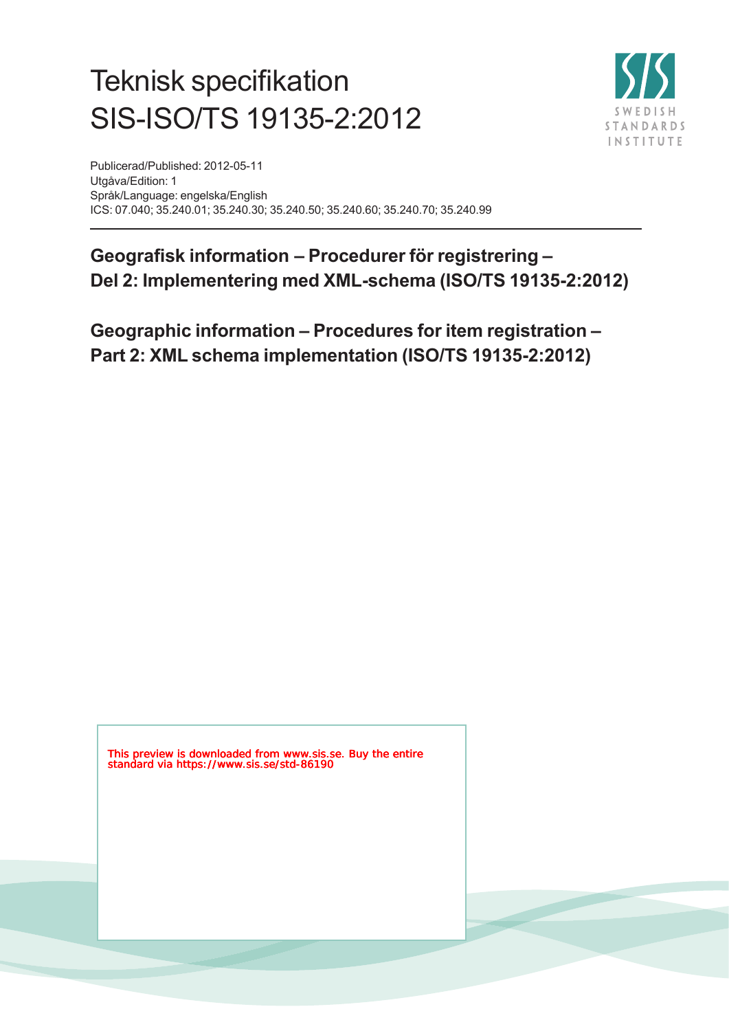# Teknisk specifikation SIS-ISO/TS 19135-2:2012

Publicerad/Published: 2012-05-11
Utgåva/Edition: 1
Språk/Language: engelska/English
ICS: 07.040; 35.240.01; 35.240.30; 35.240.50; 35.240.60; 35.240.70; 35.240.99

## Geografisk information – Procedurer för registrering – Del 2: Implementering med XML-schema (ISO/TS 19135-2:2012)

## Geographic information – Procedures for item registration – Part 2: XML schema implementation (ISO/TS 19135-2:2012)

This preview is downloaded from www.sis.se. Buy the entire standard via https://www.sis.se/std-86190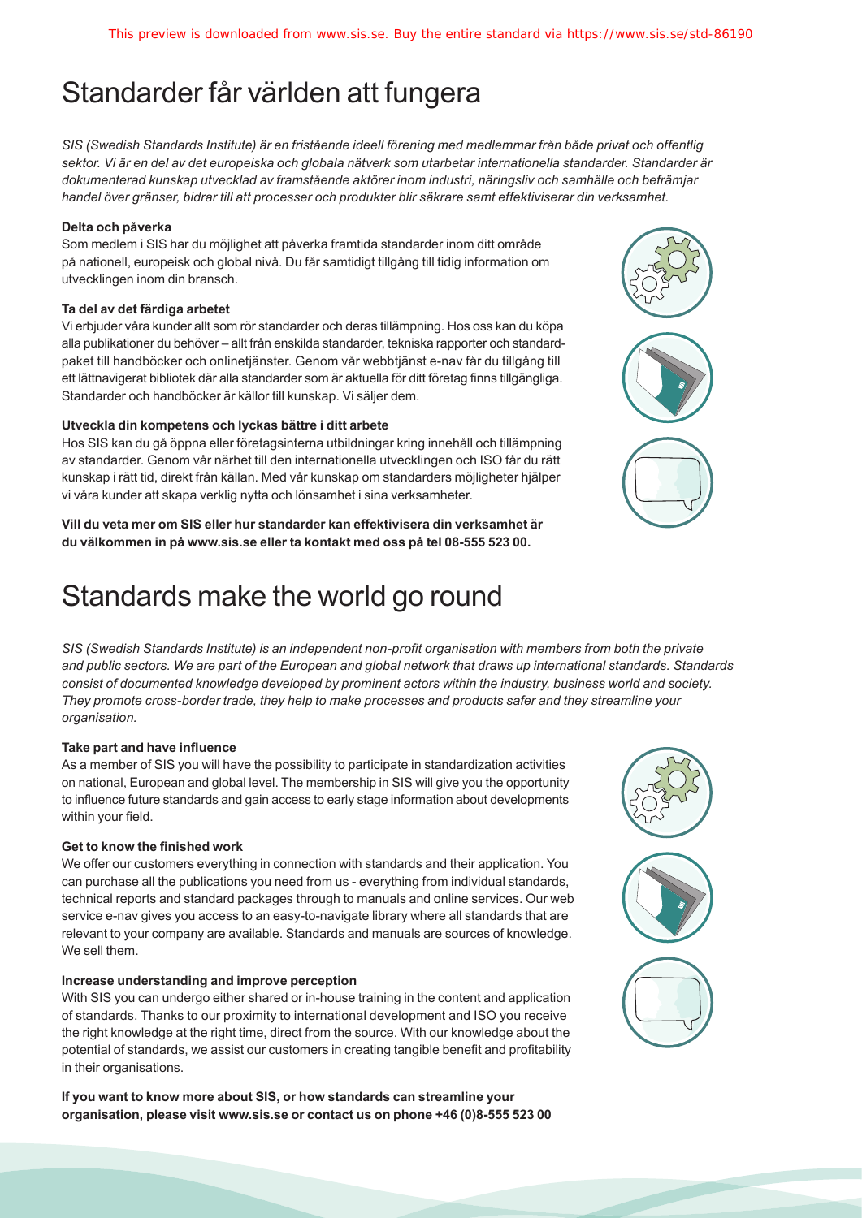# Standarder får världen att fungera

*SIS (Swedish Standards Institute) är en fristående ideell förening med medlemmar från både privat och offentlig sektor. Vi är en del av det europeiska och globala nätverk som utarbetar internationella standarder. Standarder är dokumenterad kunskap utvecklad av framstående aktörer inom industri, näringsliv och samhälle och befrämjar handel över gränser, bidrar till att processer och produkter blir säkrare samt effektiviserar din verksamhet.*

**Delta och påverka**

Som medlem i SIS har du möjlighet att påverka framtida standarder inom ditt område på nationell, europeisk och global nivå. Du får samtidigt tillgång till tidig information om utvecklingen inom din bransch.

**Ta del av det färdiga arbetet**

Vi erbjuder våra kunder allt som rör standarder och deras tillämpning. Hos oss kan du köpa alla publikationer du behöver – allt från enskilda standarder, tekniska rapporter och standardpaket till handböcker och onlinetjänster. Genom vår webbtjänst e-nav får du tillgång till ett lättnavigerat bibliotek där alla standarder som är aktuella för ditt företag finns tillgängliga. Standarder och handböcker är källor till kunskap. Vi säljer dem.

**Utveckla din kompetens och lyckas bättre i ditt arbete**

Hos SIS kan du gå öppna eller företagsinterna utbildningar kring innehåll och tillämpning av standarder. Genom vår närhet till den internationella utvecklingen och ISO får du rätt kunskap i rätt tid, direkt från källan. Med vår kunskap om standarders möjligheter hjälper vi våra kunder att skapa verklig nytta och lönsamhet i sina verksamheter.

**Vill du veta mer om SIS eller hur standarder kan effektivisera din verksamhet är du välkommen in på www.sis.se eller ta kontakt med oss på tel 08-555 523 00.**

# Standards make the world go round

*SIS (Swedish Standards Institute) is an independent non-profit organisation with members from both the private and public sectors. We are part of the European and global network that draws up international standards. Standards consist of documented knowledge developed by prominent actors within the industry, business world and society. They promote cross-border trade, they help to make processes and products safer and they streamline your organisation.*

**Take part and have influence**

As a member of SIS you will have the possibility to participate in standardization activities on national, European and global level. The membership in SIS will give you the opportunity to influence future standards and gain access to early stage information about developments within your field.

**Get to know the finished work**

We offer our customers everything in connection with standards and their application. You can purchase all the publications you need from us - everything from individual standards, technical reports and standard packages through to manuals and online services. Our web service e-nav gives you access to an easy-to-navigate library where all standards that are relevant to your company are available. Standards and manuals are sources of knowledge. We sell them.

**Increase understanding and improve perception**

With SIS you can undergo either shared or in-house training in the content and application of standards. Thanks to our proximity to international development and ISO you receive the right knowledge at the right time, direct from the source. With our knowledge about the potential of standards, we assist our customers in creating tangible benefit and profitability in their organisations.

**If you want to know more about SIS, or how standards can streamline your organisation, please visit www.sis.se or contact us on phone +46 (0)8-555 523 00**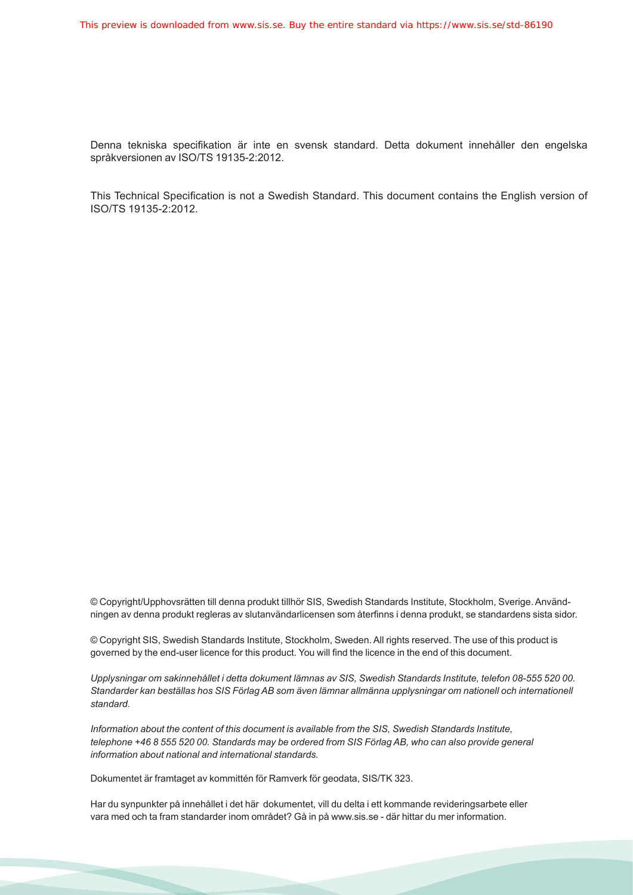Denna tekniska specifikation är inte en svensk standard. Detta dokument innehåller den engelska språkversionen av ISO/TS 19135-2:2012.

This Technical Specification is not a Swedish Standard. This document contains the English version of ISO/TS 19135-2:2012.

© Copyright/Upphovsrätten till denna produkt tillhör SIS, Swedish Standards Institute, Stockholm, Sverige. Användningen av denna produkt regleras av slutanvändarlicensen som återfinns i denna produkt, se standardens sista sidor.

© Copyright SIS, Swedish Standards Institute, Stockholm, Sweden. All rights reserved. The use of this product is governed by the end-user licence for this product. You will find the licence in the end of this document.

*Upplysningar om sakinnehållet i detta dokument lämnas av SIS, Swedish Standards Institute, telefon 08-555 520 00. Standarder kan beställas hos SIS Förlag AB som även lämnar allmänna upplysningar om nationell och internationell standard.*

*Information about the content of this document is available from the SIS, Swedish Standards Institute, telephone +46 8 555 520 00. Standards may be ordered from SIS Förlag AB, who can also provide general information about national and international standards.*

Dokumentet är framtaget av kommittén för Ramverk för geodata, SIS/TK 323.

Har du synpunkter på innehållet i det här dokumentet, vill du delta i ett kommande revideringsarbete eller vara med och ta fram standarder inom området? Gå in på www.sis.se - där hittar du mer information.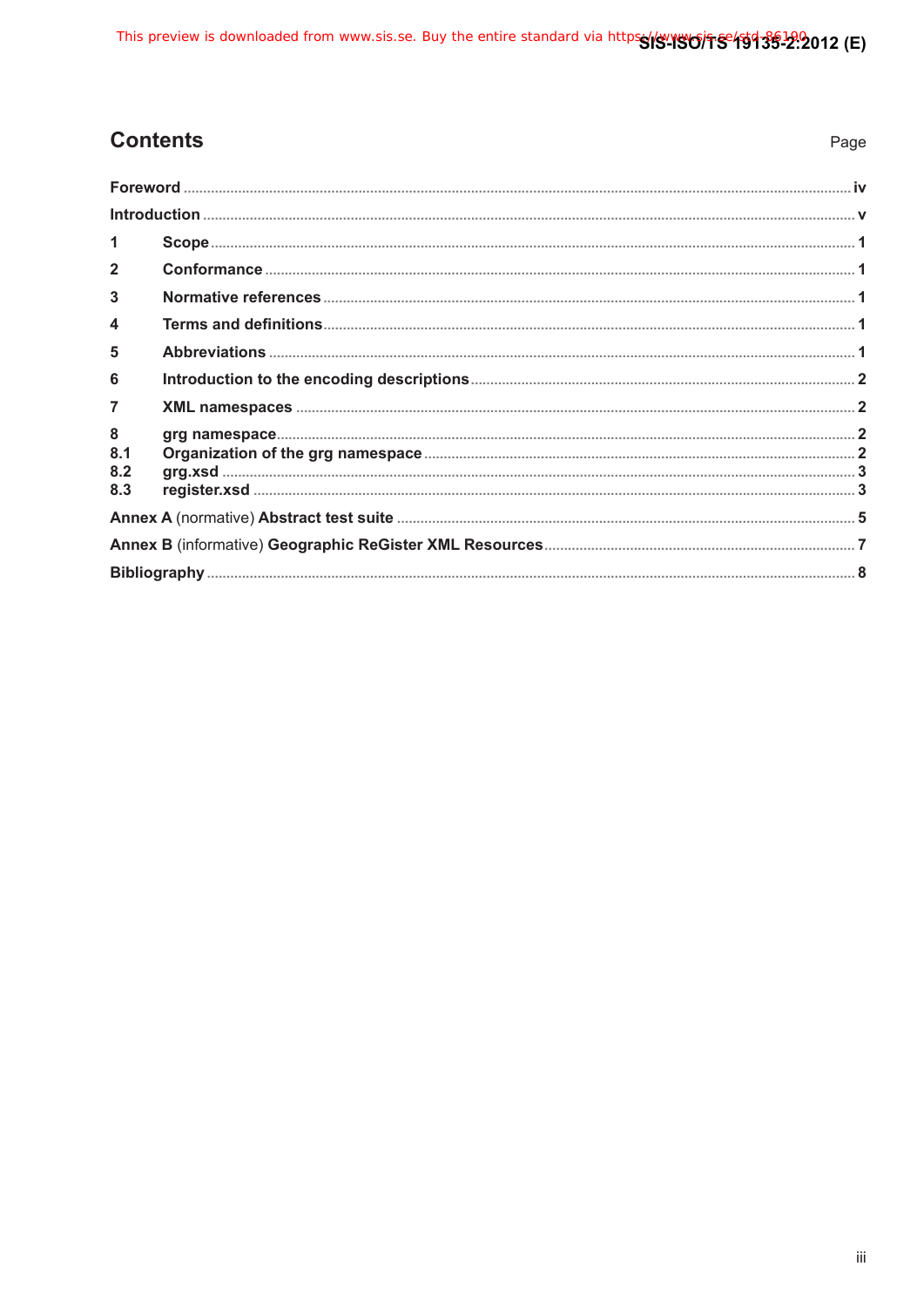## Contents

Page

**Foreword** ... iv

**Introduction** ... v

**1 Scope** ... 1

**2 Conformance** ... 1

**3 Normative references** ... 1

**4 Terms and definitions** ... 1

**5 Abbreviations** ... 1

**6 Introduction to the encoding descriptions** ... 2

**7 XML namespaces** ... 2

**8 grg namespace** ... 2

**8.1 Organization of the grg namespace** ... 2

**8.2 grg.xsd** ... 3

**8.3 register.xsd** ... 3

**Annex A** (normative) **Abstract test suite** ... 5

**Annex B** (informative) **Geographic ReGister XML Resources** ... 7

**Bibliography** ... 8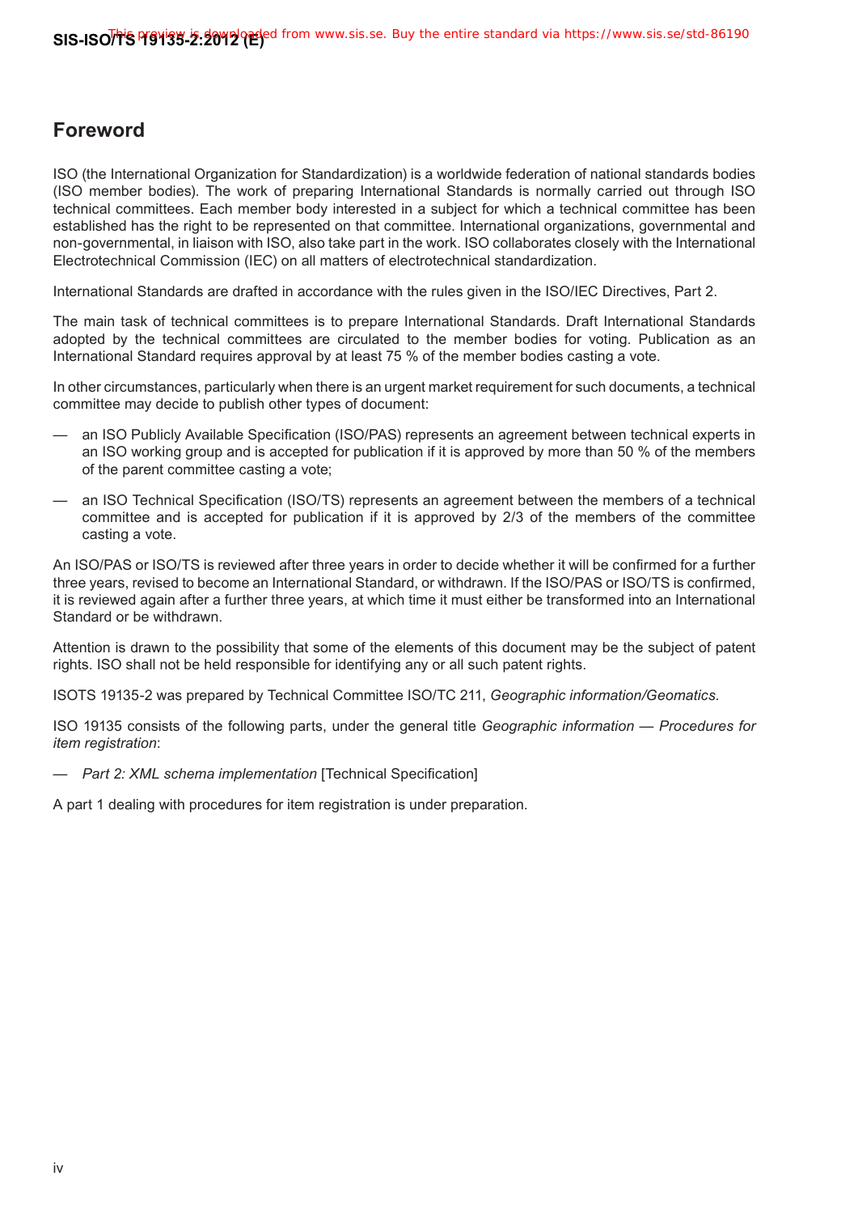## Foreword

ISO (the International Organization for Standardization) is a worldwide federation of national standards bodies (ISO member bodies). The work of preparing International Standards is normally carried out through ISO technical committees. Each member body interested in a subject for which a technical committee has been established has the right to be represented on that committee. International organizations, governmental and non-governmental, in liaison with ISO, also take part in the work. ISO collaborates closely with the International Electrotechnical Commission (IEC) on all matters of electrotechnical standardization.

International Standards are drafted in accordance with the rules given in the ISO/IEC Directives, Part 2.

The main task of technical committees is to prepare International Standards. Draft International Standards adopted by the technical committees are circulated to the member bodies for voting. Publication as an International Standard requires approval by at least 75 % of the member bodies casting a vote.

In other circumstances, particularly when there is an urgent market requirement for such documents, a technical committee may decide to publish other types of document:

— an ISO Publicly Available Specification (ISO/PAS) represents an agreement between technical experts in an ISO working group and is accepted for publication if it is approved by more than 50 % of the members of the parent committee casting a vote;

— an ISO Technical Specification (ISO/TS) represents an agreement between the members of a technical committee and is accepted for publication if it is approved by 2/3 of the members of the committee casting a vote.

An ISO/PAS or ISO/TS is reviewed after three years in order to decide whether it will be confirmed for a further three years, revised to become an International Standard, or withdrawn. If the ISO/PAS or ISO/TS is confirmed, it is reviewed again after a further three years, at which time it must either be transformed into an International Standard or be withdrawn.

Attention is drawn to the possibility that some of the elements of this document may be the subject of patent rights. ISO shall not be held responsible for identifying any or all such patent rights.

ISOTS 19135-2 was prepared by Technical Committee ISO/TC 211, *Geographic information/Geomatics*.

ISO 19135 consists of the following parts, under the general title *Geographic information — Procedures for item registration*:

— *Part 2: XML schema implementation* [Technical Specification]

A part 1 dealing with procedures for item registration is under preparation.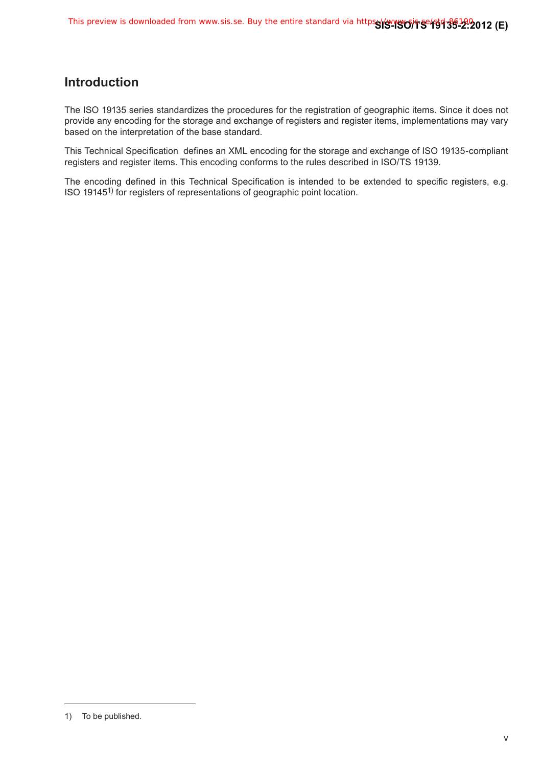## Introduction

The ISO 19135 series standardizes the procedures for the registration of geographic items. Since it does not provide any encoding for the storage and exchange of registers and register items, implementations may vary based on the interpretation of the base standard.

This Technical Specification defines an XML encoding for the storage and exchange of ISO 19135-compliant registers and register items. This encoding conforms to the rules described in ISO/TS 19139.

The encoding defined in this Technical Specification is intended to be extended to specific registers, e.g. ISO 19145[1)] for registers of representations of geographic point location.

---

1) To be published.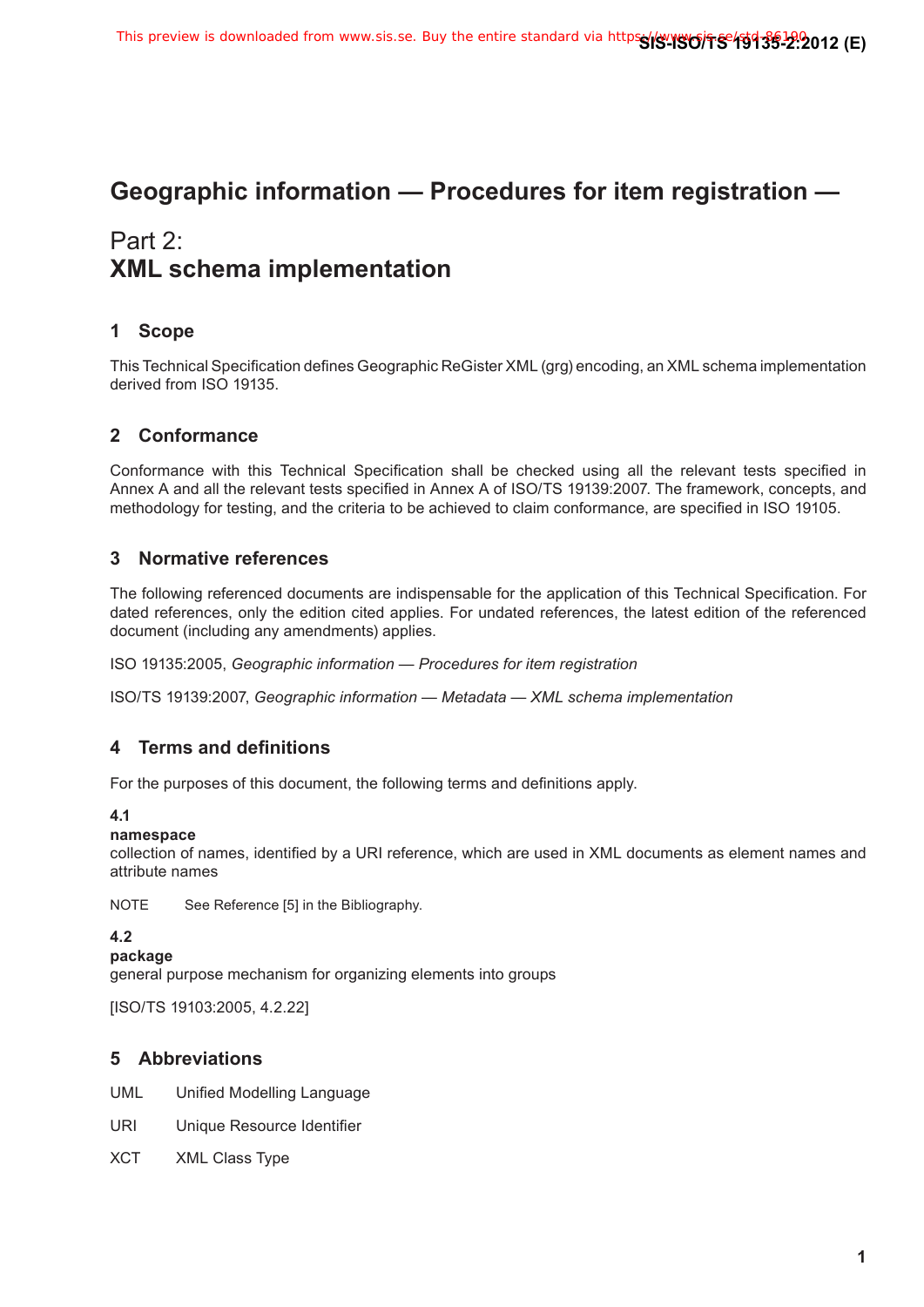# Geographic information — Procedures for item registration —

# Part 2:
# XML schema implementation

## 1 Scope

This Technical Specification defines Geographic ReGister XML (grg) encoding, an XML schema implementation derived from ISO 19135.

## 2 Conformance

Conformance with this Technical Specification shall be checked using all the relevant tests specified in Annex A and all the relevant tests specified in Annex A of ISO/TS 19139:2007. The framework, concepts, and methodology for testing, and the criteria to be achieved to claim conformance, are specified in ISO 19105.

## 3 Normative references

The following referenced documents are indispensable for the application of this Technical Specification. For dated references, only the edition cited applies. For undated references, the latest edition of the referenced document (including any amendments) applies.

ISO 19135:2005, *Geographic information — Procedures for item registration*

ISO/TS 19139:2007, *Geographic information — Metadata — XML schema implementation*

## 4 Terms and definitions

For the purposes of this document, the following terms and definitions apply.

**4.1**
**namespace**
collection of names, identified by a URI reference, which are used in XML documents as element names and attribute names

NOTE See Reference [5] in the Bibliography.

**4.2**
**package**
general purpose mechanism for organizing elements into groups

[ISO/TS 19103:2005, 4.2.22]

## 5 Abbreviations

UML Unified Modelling Language

URI Unique Resource Identifier

XCT XML Class Type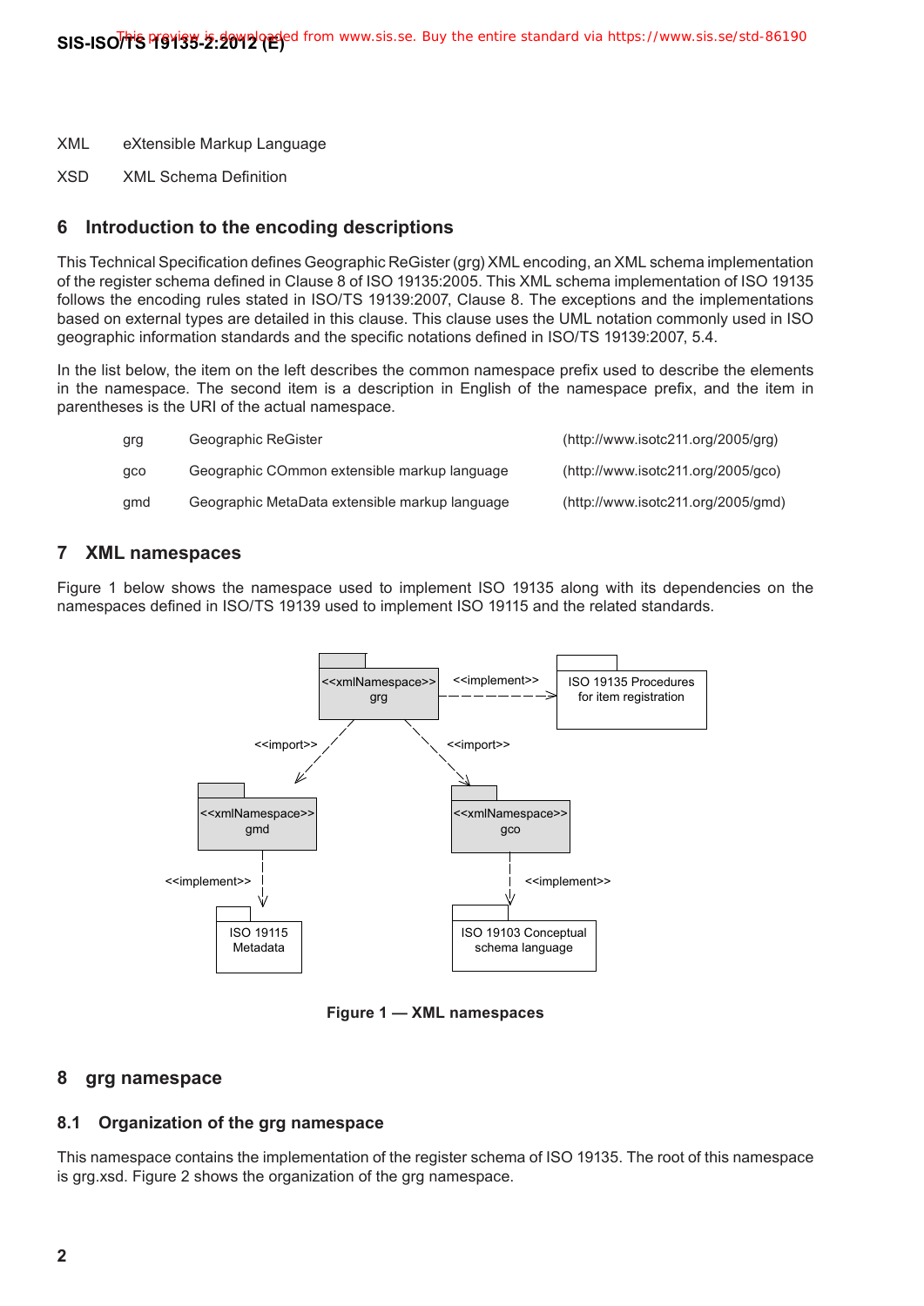XML eXtensible Markup Language

XSD XML Schema Definition

## 6 Introduction to the encoding descriptions

This Technical Specification defines Geographic ReGister (grg) XML encoding, an XML schema implementation of the register schema defined in Clause 8 of ISO 19135:2005. This XML schema implementation of ISO 19135 follows the encoding rules stated in ISO/TS 19139:2007, Clause 8. The exceptions and the implementations based on external types are detailed in this clause. This clause uses the UML notation commonly used in ISO geographic information standards and the specific notations defined in ISO/TS 19139:2007, 5.4.

In the list below, the item on the left describes the common namespace prefix used to describe the elements in the namespace. The second item is a description in English of the namespace prefix, and the item in parentheses is the URI of the actual namespace.

| | | |
|---|---|---|
| grg | Geographic ReGister | (http://www.isotc211.org/2005/grg) |
| gco | Geographic COmmon extensible markup language | (http://www.isotc211.org/2005/gco) |
| gmd | Geographic MetaData extensible markup language | (http://www.isotc211.org/2005/gmd) |

## 7 XML namespaces

Figure 1 below shows the namespace used to implement ISO 19135 along with its dependencies on the namespaces defined in ISO/TS 19139 used to implement ISO 19115 and the related standards.

**Figure 1 — XML namespaces**

## 8 grg namespace

### 8.1 Organization of the grg namespace

This namespace contains the implementation of the register schema of ISO 19135. The root of this namespace is grg.xsd. Figure 2 shows the organization of the grg namespace.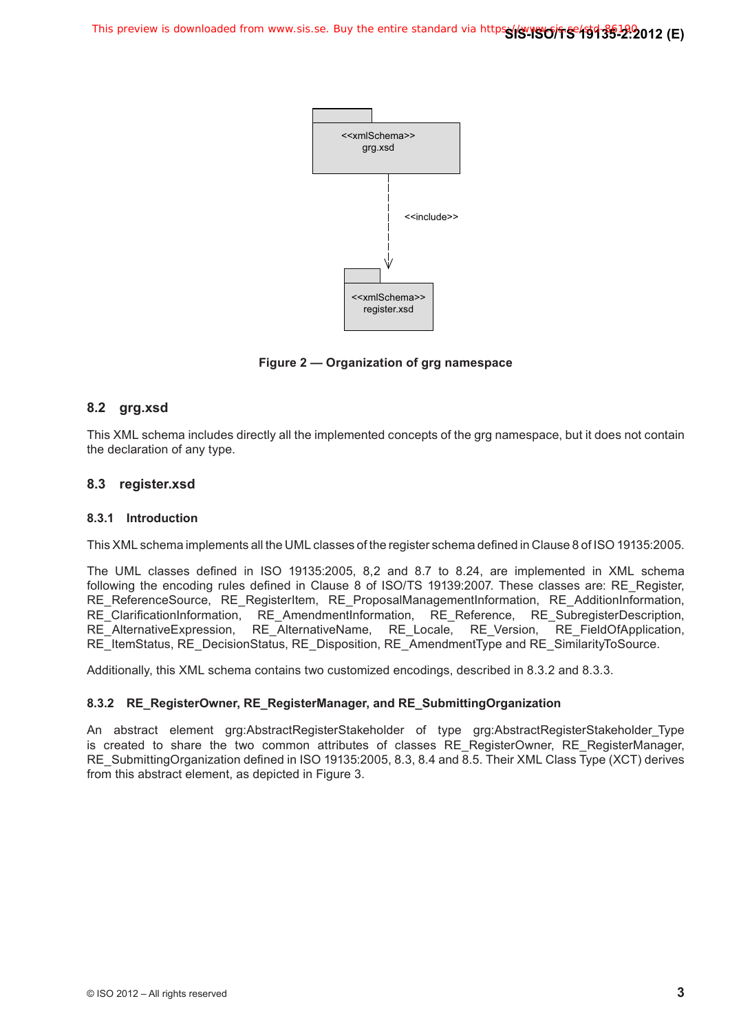<<xmlSchema>>
grg.xsd

<<include>>

<<xmlSchema>>
register.xsd

**Figure 2 — Organization of grg namespace**

## 8.2 grg.xsd

This XML schema includes directly all the implemented concepts of the grg namespace, but it does not contain the declaration of any type.

## 8.3 register.xsd

### 8.3.1 Introduction

This XML schema implements all the UML classes of the register schema defined in Clause 8 of ISO 19135:2005.

The UML classes defined in ISO 19135:2005, 8,2 and 8.7 to 8.24, are implemented in XML schema following the encoding rules defined in Clause 8 of ISO/TS 19139:2007. These classes are: RE_Register, RE_ReferenceSource, RE_RegisterItem, RE_ProposalManagementInformation, RE_AdditionInformation, RE_ClarificationInformation, RE_AmendmentInformation, RE_Reference, RE_SubregisterDescription, RE_AlternativeExpression, RE_AlternativeName, RE_Locale, RE_Version, RE_FieldOfApplication, RE_ItemStatus, RE_DecisionStatus, RE_Disposition, RE_AmendmentType and RE_SimilarityToSource.

Additionally, this XML schema contains two customized encodings, described in 8.3.2 and 8.3.3.

### 8.3.2 RE_RegisterOwner, RE_RegisterManager, and RE_SubmittingOrganization

An abstract element grg:AbstractRegisterStakeholder of type grg:AbstractRegisterStakeholder_Type is created to share the two common attributes of classes RE_RegisterOwner, RE_RegisterManager, RE_SubmittingOrganization defined in ISO 19135:2005, 8.3, 8.4 and 8.5. Their XML Class Type (XCT) derives from this abstract element, as depicted in Figure 3.